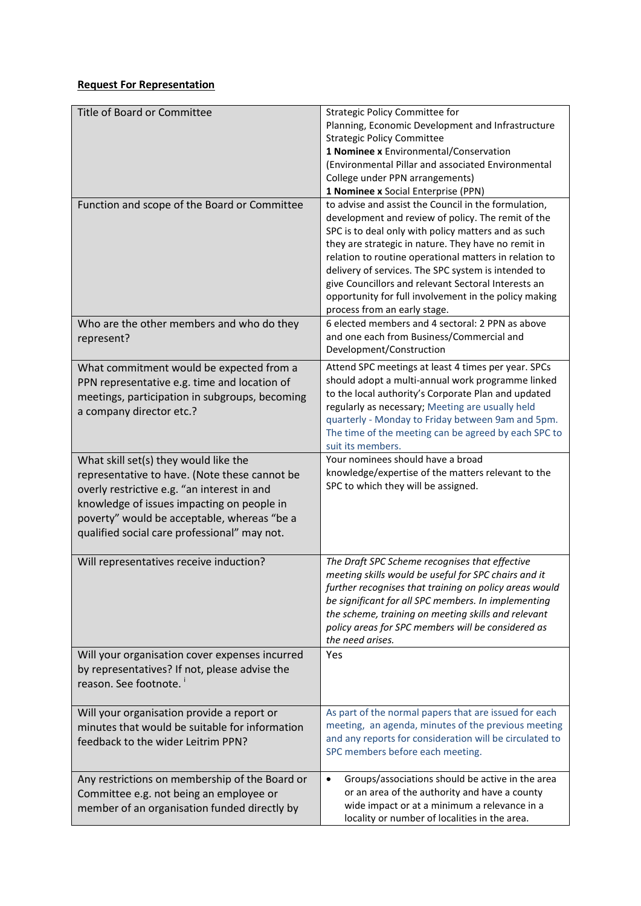**Request For Representation**

| Title of Board or Committee | Strategic Policy Committee for Planning, Economic Development and Infrastructure Strategic Policy Committee<br>**1 Nominee x** Environmental/Conservation (Environmental Pillar and associated Environmental College under PPN arrangements)<br>**1 Nominee x** Social Enterprise (PPN) |
|---|---|
| Function and scope of the Board or Committee | to advise and assist the Council in the formulation, development and review of policy. The remit of the SPC is to deal only with policy matters and as such they are strategic in nature. They have no remit in relation to routine operational matters in relation to delivery of services. The SPC system is intended to give Councillors and relevant Sectoral Interests an opportunity for full involvement in the policy making process from an early stage. |
| Who are the other members and who do they represent? | 6 elected members and 4 sectoral: 2 PPN as above and one each from Business/Commercial and Development/Construction |
| What commitment would be expected from a PPN representative e.g. time and location of meetings, participation in subgroups, becoming a company director etc.? | Attend SPC meetings at least 4 times per year. SPCs should adopt a multi-annual work programme linked to the local authority's Corporate Plan and updated regularly as necessary; Meeting are usually held quarterly - Monday to Friday between 9am and 5pm. The time of the meeting can be agreed by each SPC to suit its members. |
| What skill set(s) they would like the representative to have. (Note these cannot be overly restrictive e.g. "an interest in and knowledge of issues impacting on people in poverty" would be acceptable, whereas "be a qualified social care professional" may not. | Your nominees should have a broad knowledge/expertise of the matters relevant to the SPC to which they will be assigned. |
| Will representatives receive induction? | *The Draft SPC Scheme recognises that effective meeting skills would be useful for SPC chairs and it further recognises that training on policy areas would be significant for all SPC members. In implementing the scheme, training on meeting skills and relevant policy areas for SPC members will be considered as the need arises.* |
| Will your organisation cover expenses incurred by representatives? If not, please advise the reason. See footnote. [i] | Yes |
| Will your organisation provide a report or minutes that would be suitable for information feedback to the wider Leitrim PPN? | As part of the normal papers that are issued for each meeting, an agenda, minutes of the previous meeting and any reports for consideration will be circulated to SPC members before each meeting. |
| Any restrictions on membership of the Board or Committee e.g. not being an employee or member of an organisation funded directly by | • Groups/associations should be active in the area or an area of the authority and have a county wide impact or at a minimum a relevance in a locality or number of localities in the area. |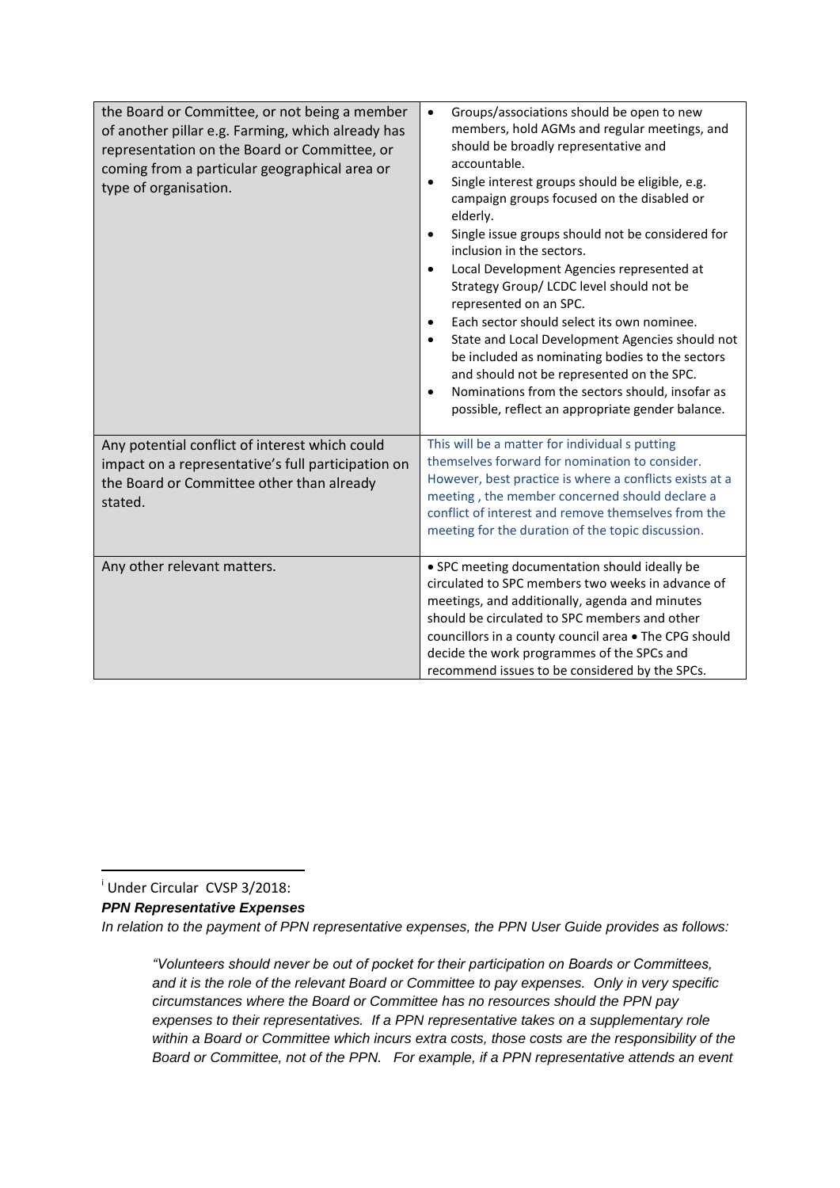| | |
|---|---|
| the Board or Committee, or not being a member of another pillar e.g. Farming, which already has representation on the Board or Committee, or coming from a particular geographical area or type of organisation. | • Groups/associations should be open to new members, hold AGMs and regular meetings, and should be broadly representative and accountable.<br>• Single interest groups should be eligible, e.g. campaign groups focused on the disabled or elderly.<br>• Single issue groups should not be considered for inclusion in the sectors.<br>• Local Development Agencies represented at Strategy Group/ LCDC level should not be represented on an SPC.<br>• Each sector should select its own nominee.<br>• State and Local Development Agencies should not be included as nominating bodies to the sectors and should not be represented on the SPC.<br>• Nominations from the sectors should, insofar as possible, reflect an appropriate gender balance. |
| Any potential conflict of interest which could impact on a representative's full participation on the Board or Committee other than already stated. | This will be a matter for individual s putting themselves forward for nomination to consider. However, best practice is where a conflicts exists at a meeting , the member concerned should declare a conflict of interest and remove themselves from the meeting for the duration of the topic discussion. |
| Any other relevant matters. | • SPC meeting documentation should ideally be circulated to SPC members two weeks in advance of meetings, and additionally, agenda and minutes should be circulated to SPC members and other councillors in a county council area • The CPG should decide the work programmes of the SPCs and recommend issues to be considered by the SPCs. |

[i] Under Circular CVSP 3/2018:

***PPN Representative Expenses***

*In relation to the payment of PPN representative expenses, the PPN User Guide provides as follows:*

> *"Volunteers should never be out of pocket for their participation on Boards or Committees, and it is the role of the relevant Board or Committee to pay expenses. Only in very specific circumstances where the Board or Committee has no resources should the PPN pay expenses to their representatives. If a PPN representative takes on a supplementary role within a Board or Committee which incurs extra costs, those costs are the responsibility of the Board or Committee, not of the PPN. For example, if a PPN representative attends an event*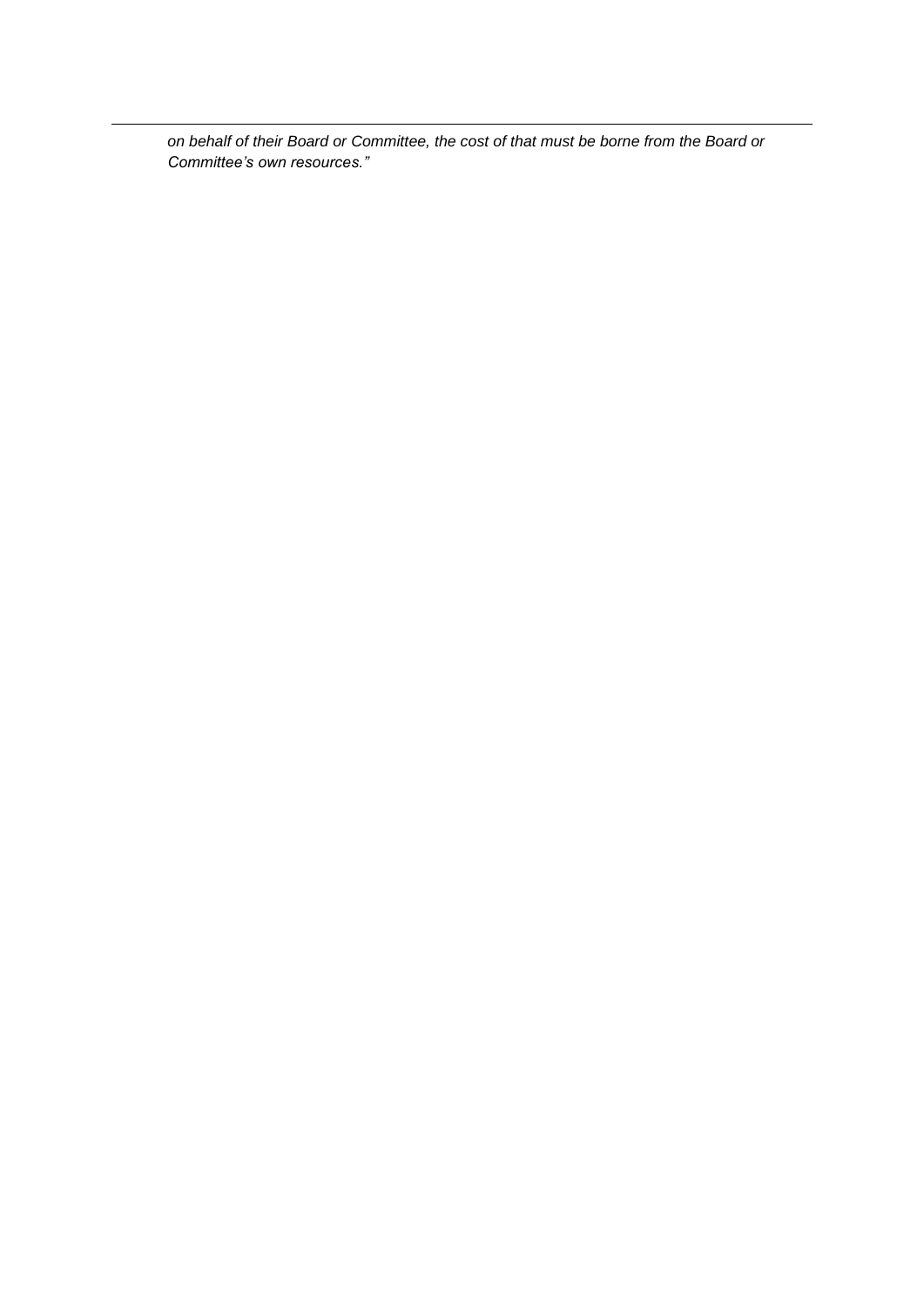*on behalf of their Board or Committee, the cost of that must be borne from the Board or Committee's own resources."*